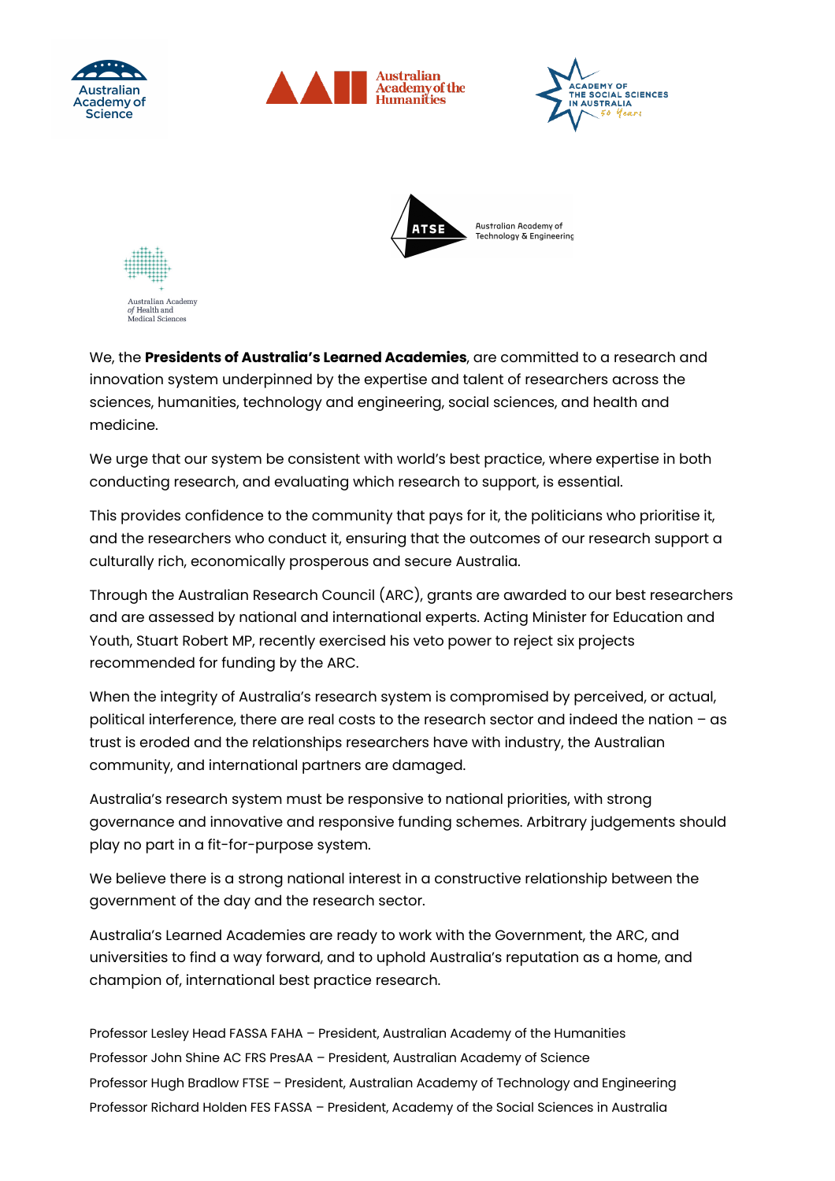We, the **Presidents of Australia's Learned Academies**, are committed to a research and innovation system underpinned by the expertise and talent of researchers across the sciences, humanities, technology and engineering, social sciences, and health and medicine.

We urge that our system be consistent with world's best practice, where expertise in both conducting research, and evaluating which research to support, is essential.

This provides confidence to the community that pays for it, the politicians who prioritise it, and the researchers who conduct it, ensuring that the outcomes of our research support a culturally rich, economically prosperous and secure Australia.

Through the Australian Research Council (ARC), grants are awarded to our best researchers and are assessed by national and international experts. Acting Minister for Education and Youth, Stuart Robert MP, recently exercised his veto power to reject six projects recommended for funding by the ARC.

When the integrity of Australia's research system is compromised by perceived, or actual, political interference, there are real costs to the research sector and indeed the nation – as trust is eroded and the relationships researchers have with industry, the Australian community, and international partners are damaged.

Australia's research system must be responsive to national priorities, with strong governance and innovative and responsive funding schemes. Arbitrary judgements should play no part in a fit-for-purpose system.

We believe there is a strong national interest in a constructive relationship between the government of the day and the research sector.

Australia's Learned Academies are ready to work with the Government, the ARC, and universities to find a way forward, and to uphold Australia's reputation as a home, and champion of, international best practice research.

Professor Lesley Head FASSA FAHA – President, Australian Academy of the Humanities

Professor John Shine AC FRS PresAA – President, Australian Academy of Science

Professor Hugh Bradlow FTSE – President, Australian Academy of Technology and Engineering

Professor Richard Holden FES FASSA – President, Academy of the Social Sciences in Australia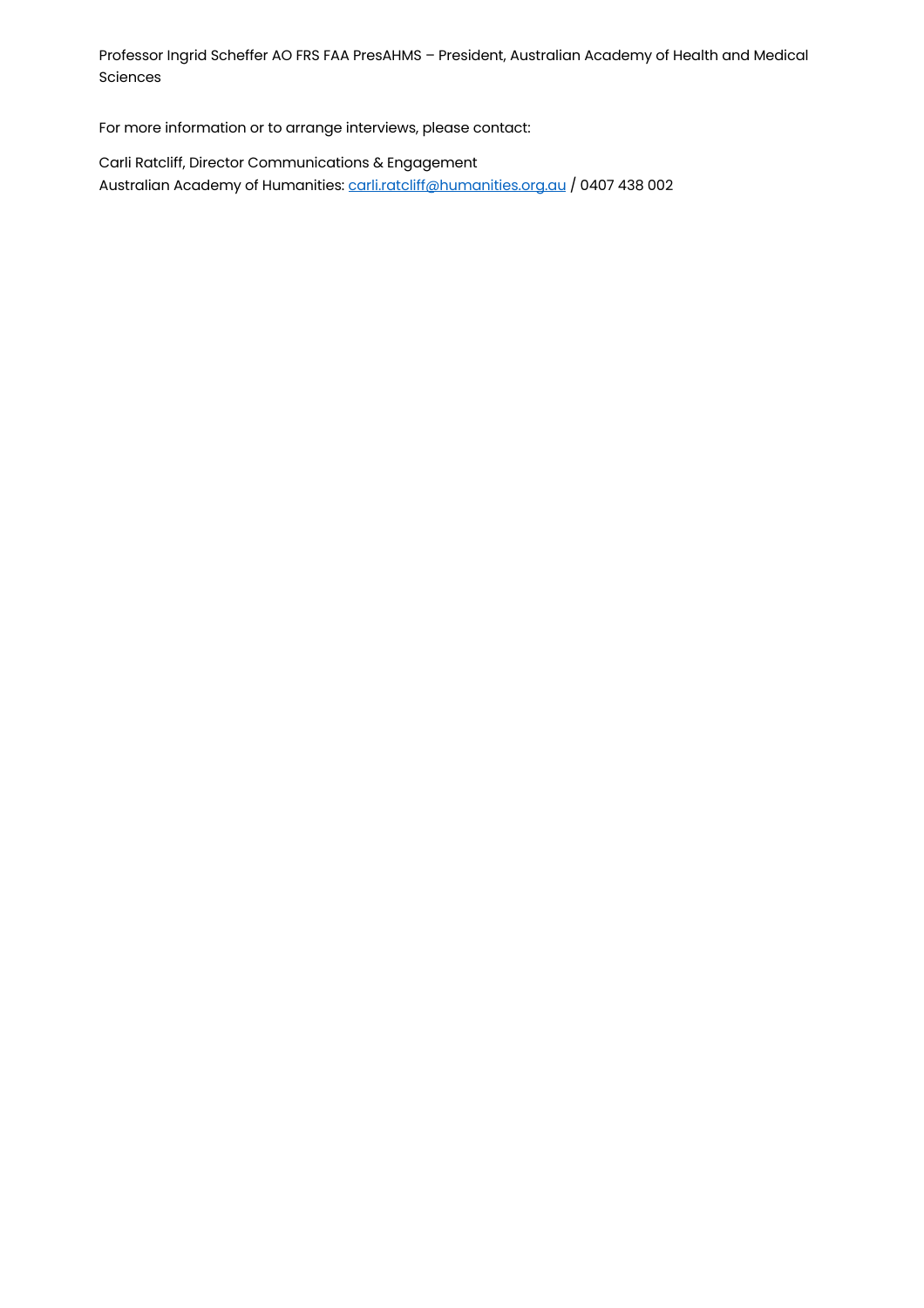Professor Ingrid Scheffer AO FRS FAA PresAHMS – President, Australian Academy of Health and Medical Sciences

For more information or to arrange interviews, please contact:

Carli Ratcliff, Director Communications & Engagement
Australian Academy of Humanities: carli.ratcliff@humanities.org.au / 0407 438 002